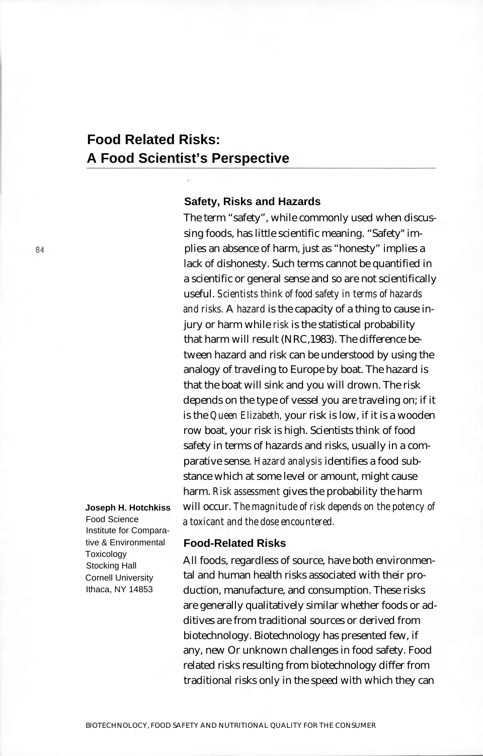# Food Related Risks: A Food Scientist's Perspective

**Joseph H. Hotchkiss**
Food Science
Institute for Comparative & Environmental Toxicology
Stocking Hall
Cornell University
Ithaca, NY 14853

## Safety, Risks and Hazards

The term "safety", while commonly used when discussing foods, has little scientific meaning. "Safety" implies an absence of harm, just as "honesty" implies a lack of dishonesty. Such terms cannot be quantified in a scientific or general sense and so are not scientifically useful. *Scientists think of food safety in terms of hazards and risks.* A *hazard* is the capacity of a thing to cause injury or harm while *risk* is the statistical probability that harm will result (NRC,1983). The difference between hazard and risk can be understood by using the analogy of traveling to Europe by boat. The hazard is that the boat will sink and you will drown. The risk depends on the type of vessel you are traveling on; if it is the *Queen Elizabeth,* your risk is low, if it is a wooden row boat, your risk is high. Scientists think of food safety in terms of hazards and risks, usually in a comparative sense. *Hazard analysis* identifies a food substance which at some level or amount, might cause harm. *Risk assessment* gives the probability the harm will occur. *The magnitude of risk depends on the potency of a toxicant and the dose encountered.*

## Food-Related Risks

All foods, regardless of source, have both environmental and human health risks associated with their production, manufacture, and consumption. These risks are generally qualitatively similar whether foods or additives are from traditional sources or derived from biotechnology. Biotechnology has presented few, if any, new Or unknown challenges in food safety. Food related risks resulting from biotechnology differ from traditional risks only in the speed with which they can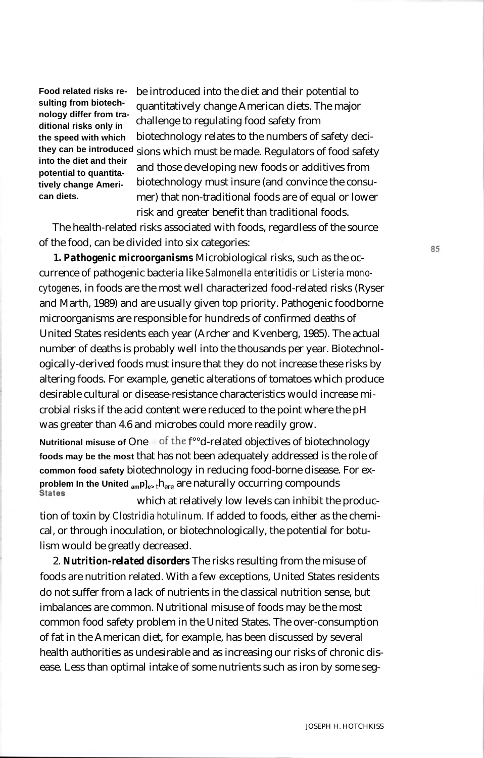**Food related risks resulting from biotechnology differ from traditional risks only in the speed with which they can be introduced into the diet and their potential to quantitatively change American diets.**

be introduced into the diet and their potential to quantitatively change American diets. The major challenge to regulating food safety from biotechnology relates to the numbers of safety decisions which must be made. Regulators of food safety and those developing new foods or additives from biotechnology must insure (and convince the consumer) that non-traditional foods are of equal or lower risk and greater benefit than traditional foods.

The health-related risks associated with foods, regardless of the source of the food, can be divided into six categories:

**1. *Pathogenic microorganisms*** Microbiological risks, such as the occurrence of pathogenic bacteria like *Salmonella enteritidis* or *Listeria monocytogenes,* in foods are the most well characterized food-related risks (Ryser and Marth, 1989) and are usually given top priority. Pathogenic foodborne microorganisms are responsible for hundreds of confirmed deaths of United States residents each year (Archer and Kvenberg, 1985). The actual number of deaths is probably well into the thousands per year. Biotechnologically-derived foods must insure that they do not increase these risks by altering foods. For example, genetic alterations of tomatoes which produce desirable cultural or disease-resistance characteristics would increase microbial risks if the acid content were reduced to the point where the pH was greater than 4.6 and microbes could more readily grow.

**Nutritional misuse of foods may be the most common food safety problem In the United States**

One of the food-related objectives of biotechnology that has not been adequately addressed is the role of biotechnology in reducing food-borne disease. For example, there are naturally occurring compounds which at relatively low levels can inhibit the production of toxin by *Clostridia hotulinum.* If added to foods, either as the chemical, or through inoculation, or biotechnologically, the potential for botulism would be greatly decreased.

2. ***Nutrition-related disorders*** The risks resulting from the misuse of foods are nutrition related. With a few exceptions, United States residents do not suffer from a lack of nutrients in the classical nutrition sense, but imbalances are common. Nutritional misuse of foods may be the most common food safety problem in the United States. The over-consumption of fat in the American diet, for example, has been discussed by several health authorities as undesirable and as increasing our risks of chronic disease. Less than optimal intake of some nutrients such as iron by some seg-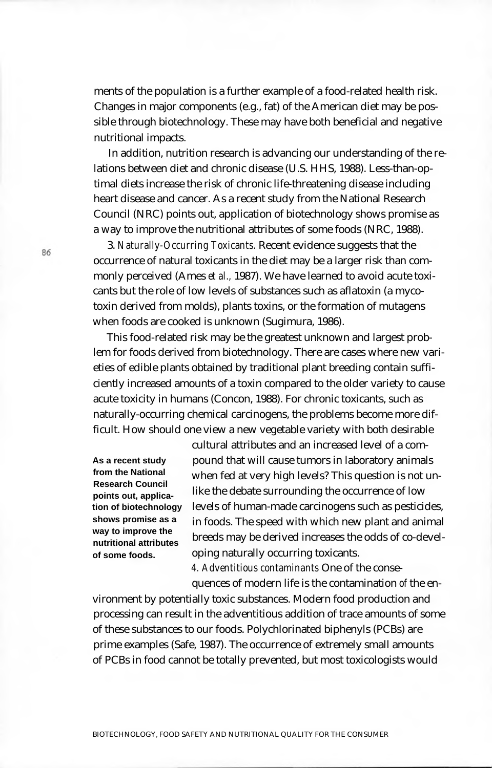ments of the population is a further example of a food-related health risk. Changes in major components (e.g., fat) of the American diet may be possible through biotechnology. These may have both beneficial and negative nutritional impacts.

In addition, nutrition research is advancing our understanding of the relations between diet and chronic disease (U.S. HHS, 1988). Less-than-optimal diets increase the risk of chronic life-threatening disease including heart disease and cancer. As a recent study from the National Research Council (NRC) points out, application of biotechnology shows promise as a way to improve the nutritional attributes of some foods (NRC, 1988).

3. *Naturally-Occurring Toxicants.* Recent evidence suggests that the occurrence of natural toxicants in the diet may be a larger risk than commonly perceived (Ames *et al.,* 1987). We have learned to avoid acute toxicants but the role of low levels of substances such as aflatoxin (a mycotoxin derived from molds), plants toxins, or the formation of mutagens when foods are cooked is unknown (Sugimura, 1986).

This food-related risk may be the greatest unknown and largest problem for foods derived from biotechnology. There are cases where new varieties of edible plants obtained by traditional plant breeding contain sufficiently increased amounts of a toxin compared to the older variety to cause acute toxicity in humans (Concon, 1988). For chronic toxicants, such as naturally-occurring chemical carcinogens, the problems become more difficult. How should one view a new vegetable variety with both desirable cultural attributes and an increased level of a compound that will cause tumors in laboratory animals when fed at very high levels? This question is not unlike the debate surrounding the occurrence of low levels of human-made carcinogens such as pesticides, in foods. The speed with which new plant and animal breeds may be derived increases the odds of co-developing naturally occurring toxicants.

**As a recent study from the National Research Council points out, application of biotechnology shows promise as a way to improve the nutritional attributes of some foods.**

4. *Adventitious contaminants* One of the consequences of modern life is the contamination of the environment by potentially toxic substances. Modern food production and processing can result in the adventitious addition of trace amounts of some of these substances to our foods. Polychlorinated biphenyls (PCBs) are prime examples (Safe, 1987). The occurrence of extremely small amounts of PCBs in food cannot be totally prevented, but most toxicologists would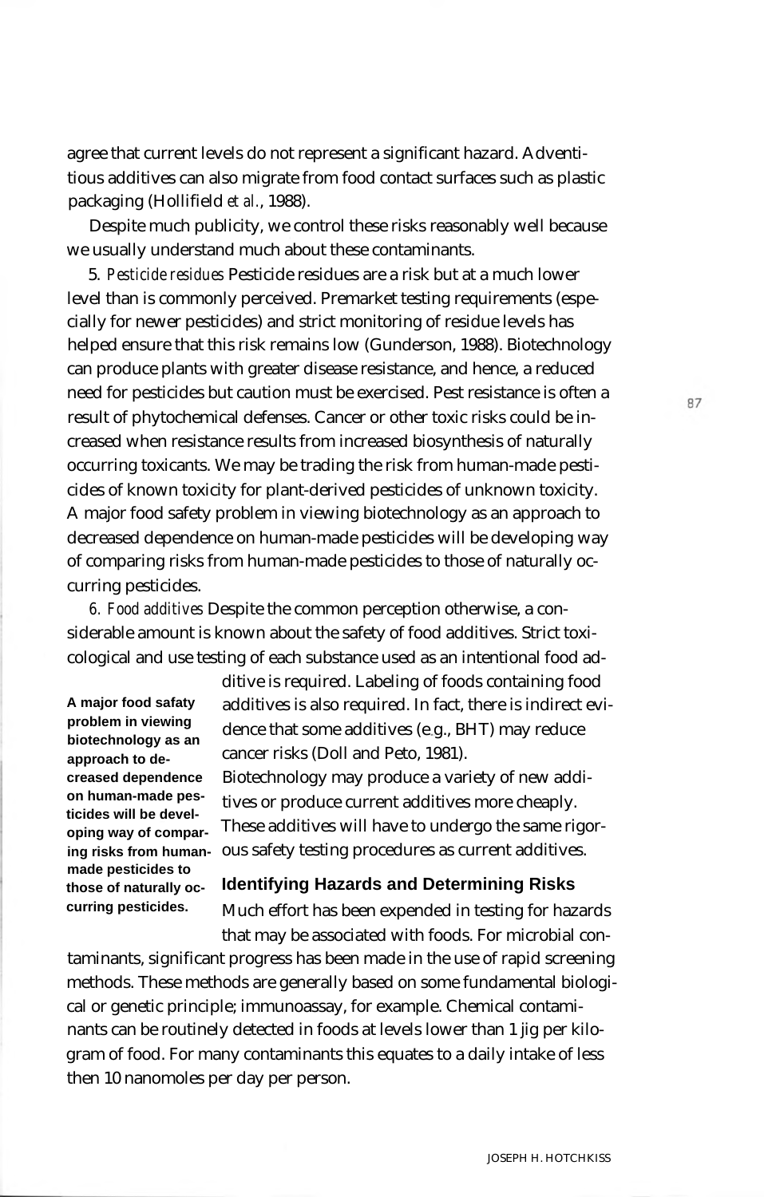agree that current levels do not represent a significant hazard. Adventitious additives can also migrate from food contact surfaces such as plastic packaging (Hollifield *et al.*, 1988).

Despite much publicity, we control these risks reasonably well because we usually understand much about these contaminants.

5. *Pesticide residues* Pesticide residues are a risk but at a much lower level than is commonly perceived. Premarket testing requirements (especially for newer pesticides) and strict monitoring of residue levels has helped ensure that this risk remains low (Gunderson, 1988). Biotechnology can produce plants with greater disease resistance, and hence, a reduced need for pesticides but caution must be exercised. Pest resistance is often a result of phytochemical defenses. Cancer or other toxic risks could be increased when resistance results from increased biosynthesis of naturally occurring toxicants. We may be trading the risk from human-made pesticides of known toxicity for plant-derived pesticides of unknown toxicity. A major food safety problem in viewing biotechnology as an approach to decreased dependence on human-made pesticides will be developing way of comparing risks from human-made pesticides to those of naturally occurring pesticides.

6. *Food additives* Despite the common perception otherwise, a considerable amount is known about the safety of food additives. Strict toxicological and use testing of each substance used as an intentional food additive is required. Labeling of foods containing food additives is also required. In fact, there is indirect evidence that some additives (e.g., BHT) may reduce cancer risks (Doll and Peto, 1981).

Biotechnology may produce a variety of new additives or produce current additives more cheaply. These additives will have to undergo the same rigorous safety testing procedures as current additives.

**A major food safaty problem in viewing biotechnology as an approach to decreased dependence on human-made pesticides will be developing way of comparing risks from human-made pesticides to those of naturally occurring pesticides.**

## Identifying Hazards and Determining Risks

Much effort has been expended in testing for hazards that may be associated with foods. For microbial contaminants, significant progress has been made in the use of rapid screening methods. These methods are generally based on some fundamental biological or genetic principle; immunoassay, for example. Chemical contaminants can be routinely detected in foods at levels lower than 1 jig per kilogram of food. For many contaminants this equates to a daily intake of less then 10 nanomoles per day per person.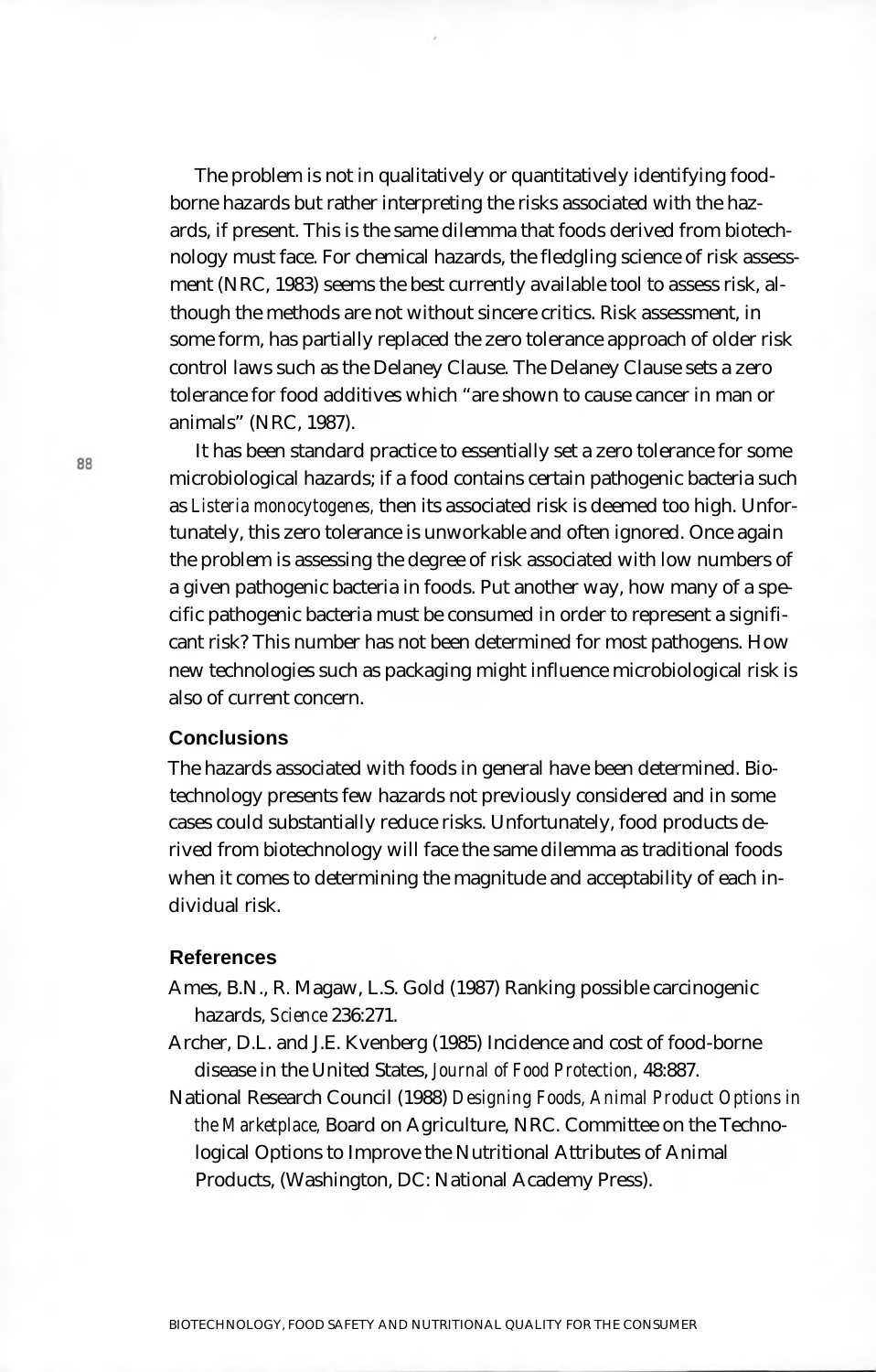The problem is not in qualitatively or quantitatively identifying food-borne hazards but rather interpreting the risks associated with the hazards, if present. This is the same dilemma that foods derived from biotechnology must face. For chemical hazards, the fledgling science of risk assessment (NRC, 1983) seems the best currently available tool to assess risk, although the methods are not without sincere critics. Risk assessment, in some form, has partially replaced the zero tolerance approach of older risk control laws such as the Delaney Clause. The Delaney Clause sets a zero tolerance for food additives which "are shown to cause cancer in man or animals" (NRC, 1987).

It has been standard practice to essentially set a zero tolerance for some microbiological hazards; if a food contains certain pathogenic bacteria such as *Listeria monocytogenes,* then its associated risk is deemed too high. Unfortunately, this zero tolerance is unworkable and often ignored. Once again the problem is assessing the degree of risk associated with low numbers of a given pathogenic bacteria in foods. Put another way, how many of a specific pathogenic bacteria must be consumed in order to represent a significant risk? This number has not been determined for most pathogens. How new technologies such as packaging might influence microbiological risk is also of current concern.

## Conclusions

The hazards associated with foods in general have been determined. Biotechnology presents few hazards not previously considered and in some cases could substantially reduce risks. Unfortunately, food products derived from biotechnology will face the same dilemma as traditional foods when it comes to determining the magnitude and acceptability of each individual risk.

## References

Ames, B.N., R. Magaw, L.S. Gold (1987) Ranking possible carcinogenic hazards, *Science* 236:271.

Archer, D.L. and J.E. Kvenberg (1985) Incidence and cost of food-borne disease in the United States, *Journal of Food Protection,* 48:887.

National Research Council (1988) *Designing Foods, Animal Product Options in the Marketplace,* Board on Agriculture, NRC. Committee on the Technological Options to Improve the Nutritional Attributes of Animal Products, (Washington, DC: National Academy Press).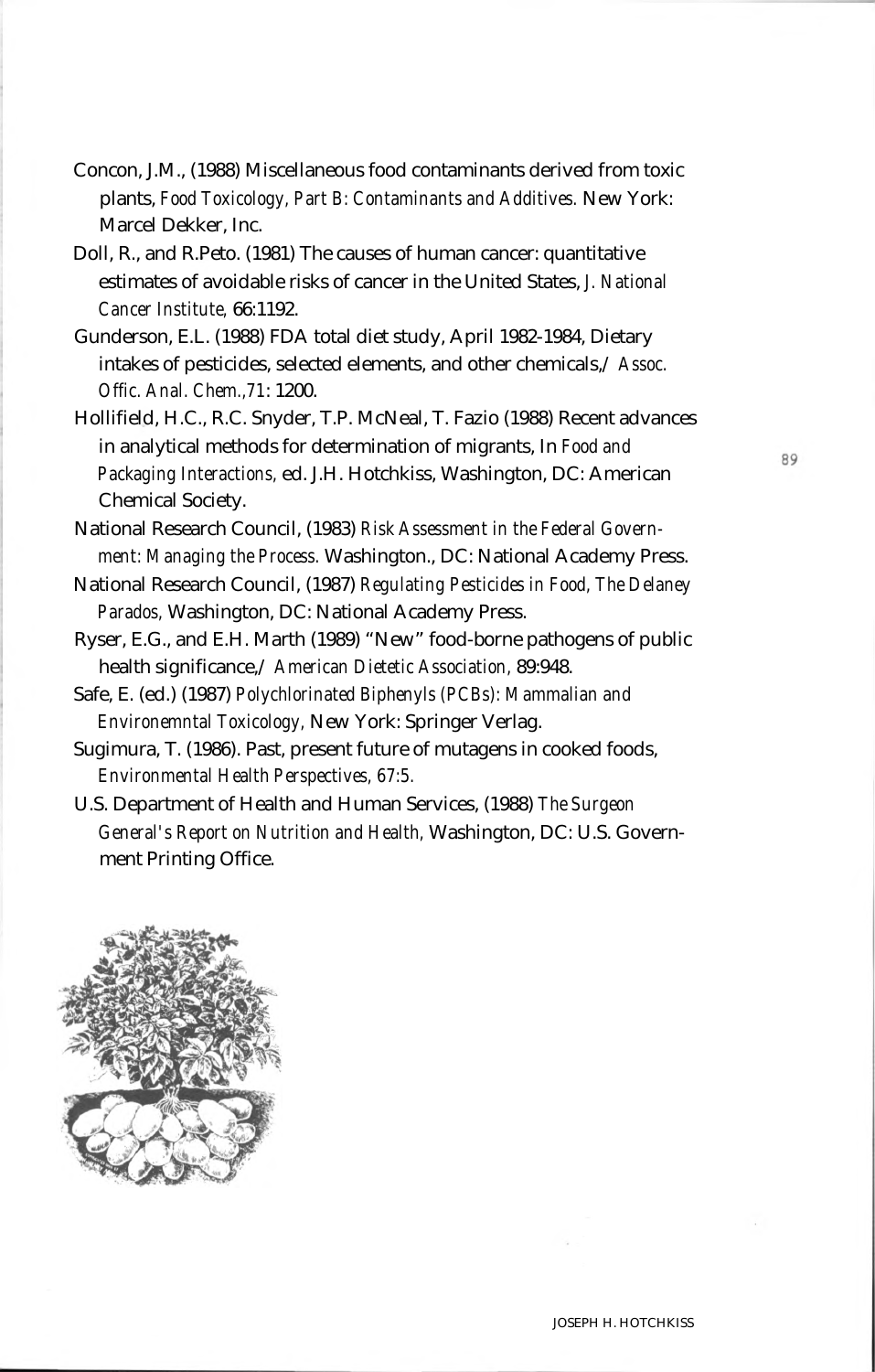Concon, J.M., (1988) Miscellaneous food contaminants derived from toxic plants, *Food Toxicology, Part B: Contaminants and Additives.* New York: Marcel Dekker, Inc.

Doll, R., and R.Peto. (1981) The causes of human cancer: quantitative estimates of avoidable risks of cancer in the United States, *J. National Cancer Institute,* 66:1192.

Gunderson, E.L. (1988) FDA total diet study, April 1982-1984, Dietary intakes of pesticides, selected elements, and other chemicals,/ *Assoc. Offic. Anal. Chem.,71*: 1200.

Hollifield, H.C., R.C. Snyder, T.P. McNeal, T. Fazio (1988) Recent advances in analytical methods for determination of migrants, In *Food and Packaging Interactions,* ed. J.H. Hotchkiss, Washington, DC: American Chemical Society.

National Research Council, (1983) *Risk Assessment in the Federal Government: Managing the Process.* Washington., DC: National Academy Press.

National Research Council, (1987) *Regulating Pesticides in Food, The Delaney Parados,* Washington, DC: National Academy Press.

Ryser, E.G., and E.H. Marth (1989) "New" food-borne pathogens of public health significance,/ *American Dietetic Association,* 89:948.

Safe, E. (ed.) (1987) *Polychlorinated Biphenyls (PCBs): Mammalian and Environemntal Toxicology,* New York: Springer Verlag.

Sugimura, T. (1986). Past, present future of mutagens in cooked foods, *Environmental Health Perspectives, 67:5.*

U.S. Department of Health and Human Services, (1988) *The Surgeon General's Report on Nutrition and Health,* Washington, DC: U.S. Government Printing Office.